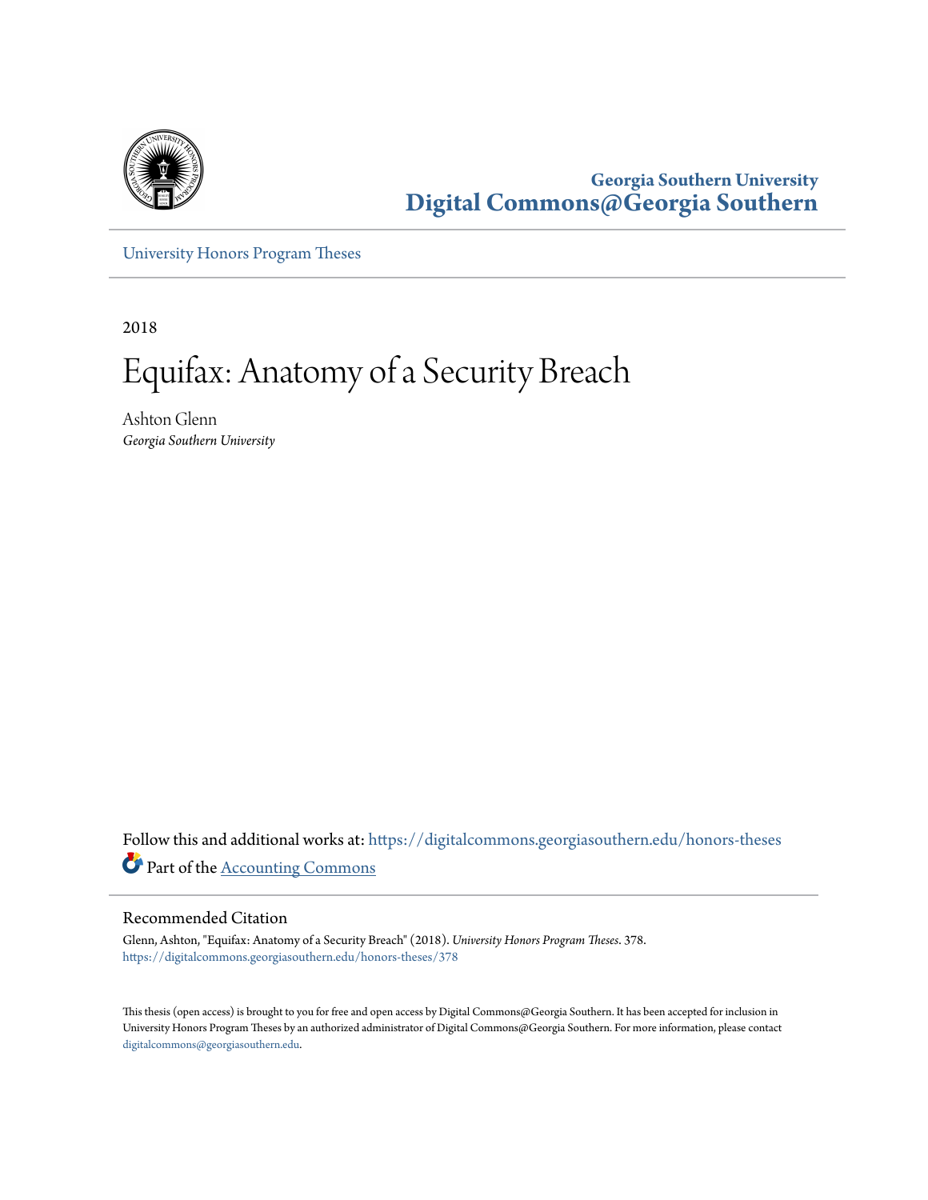Georgia Southern University
**Digital Commons@Georgia Southern**

University Honors Program Theses

2018

# Equifax: Anatomy of a Security Breach

Ashton Glenn
*Georgia Southern University*

Follow this and additional works at: https://digitalcommons.georgiasouthern.edu/honors-theses

Part of the Accounting Commons

## Recommended Citation

Glenn, Ashton, "Equifax: Anatomy of a Security Breach" (2018). *University Honors Program Theses*. 378.
https://digitalcommons.georgiasouthern.edu/honors-theses/378

This thesis (open access) is brought to you for free and open access by Digital Commons@Georgia Southern. It has been accepted for inclusion in University Honors Program Theses by an authorized administrator of Digital Commons@Georgia Southern. For more information, please contact digitalcommons@georgiasouthern.edu.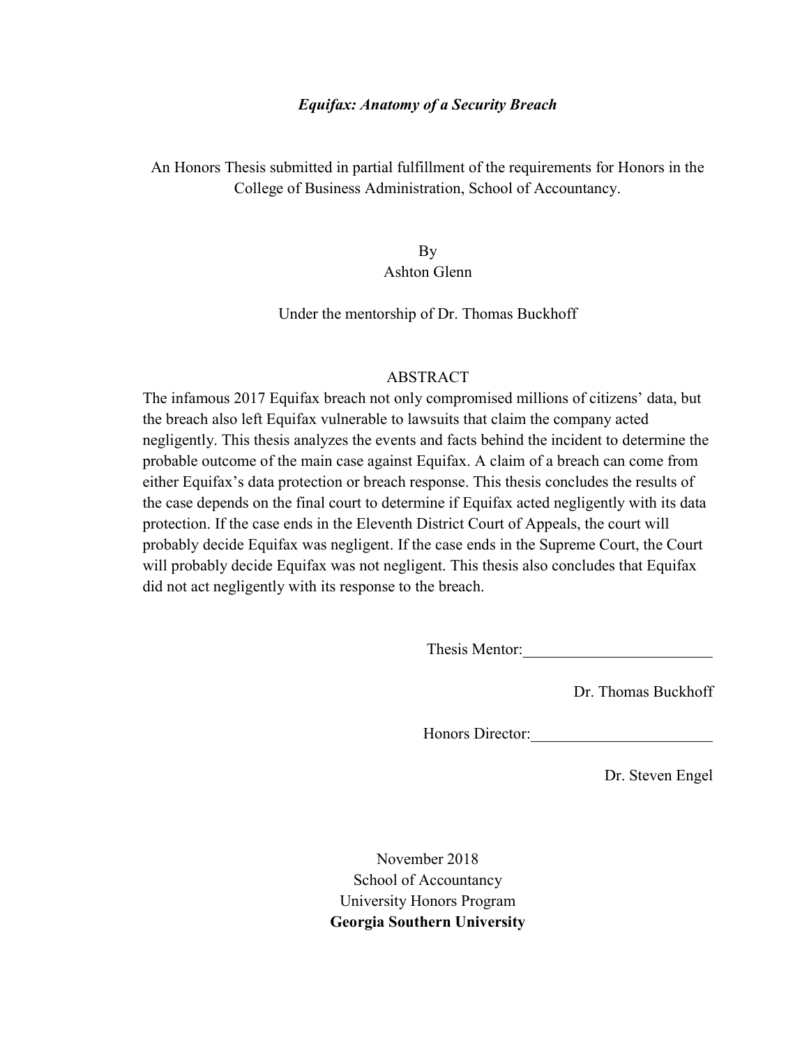***Equifax: Anatomy of a Security Breach***

An Honors Thesis submitted in partial fulfillment of the requirements for Honors in the College of Business Administration, School of Accountancy.

By
Ashton Glenn

Under the mentorship of Dr. Thomas Buckhoff

ABSTRACT

The infamous 2017 Equifax breach not only compromised millions of citizens' data, but the breach also left Equifax vulnerable to lawsuits that claim the company acted negligently. This thesis analyzes the events and facts behind the incident to determine the probable outcome of the main case against Equifax. A claim of a breach can come from either Equifax's data protection or breach response. This thesis concludes the results of the case depends on the final court to determine if Equifax acted negligently with its data protection. If the case ends in the Eleventh District Court of Appeals, the court will probably decide Equifax was negligent. If the case ends in the Supreme Court, the Court will probably decide Equifax was not negligent. This thesis also concludes that Equifax did not act negligently with its response to the breach.

Thesis Mentor:________________________

Dr. Thomas Buckhoff

Honors Director:_______________________

Dr. Steven Engel

November 2018
School of Accountancy
University Honors Program
**Georgia Southern University**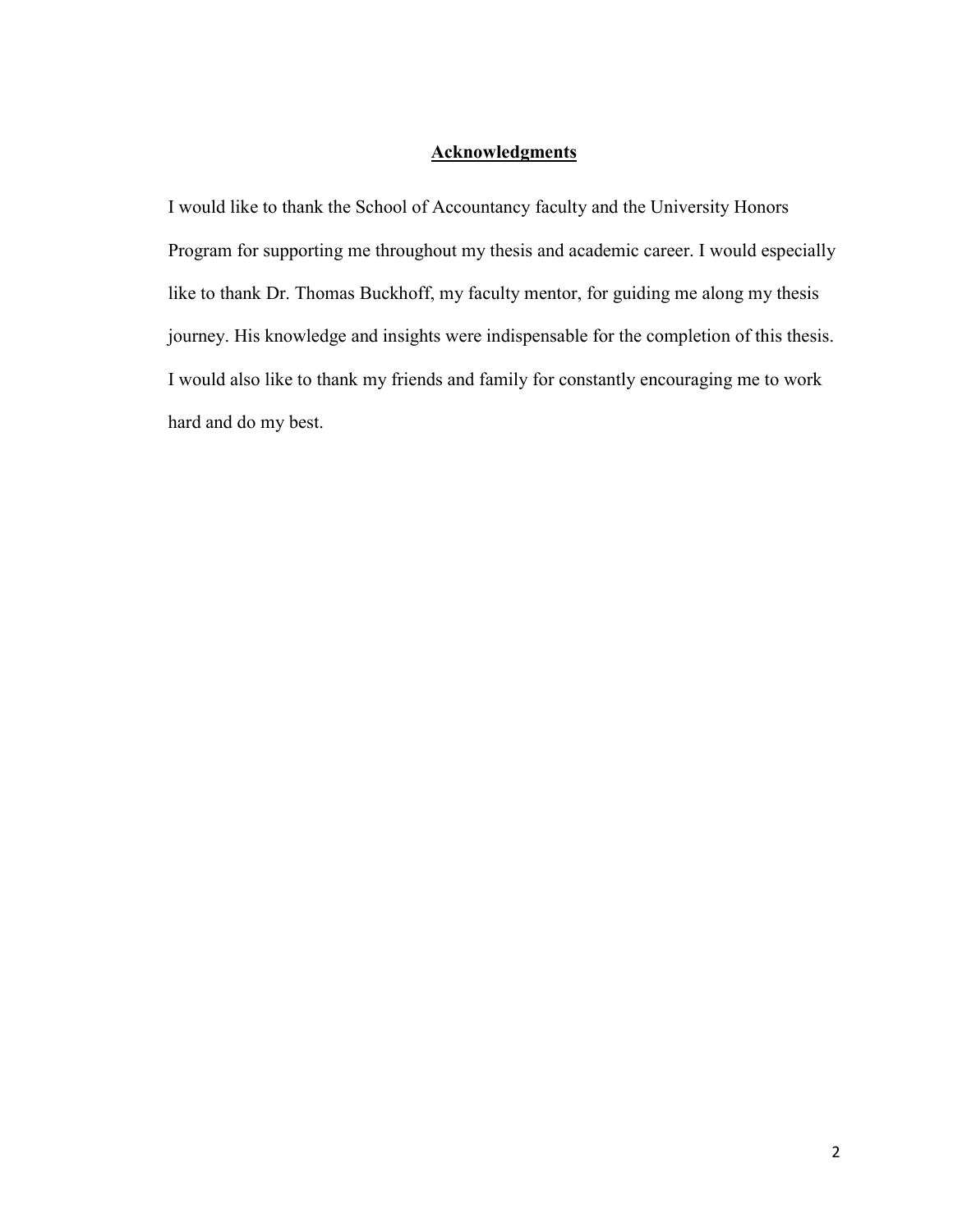## Acknowledgments

I would like to thank the School of Accountancy faculty and the University Honors Program for supporting me throughout my thesis and academic career. I would especially like to thank Dr. Thomas Buckhoff, my faculty mentor, for guiding me along my thesis journey. His knowledge and insights were indispensable for the completion of this thesis. I would also like to thank my friends and family for constantly encouraging me to work hard and do my best.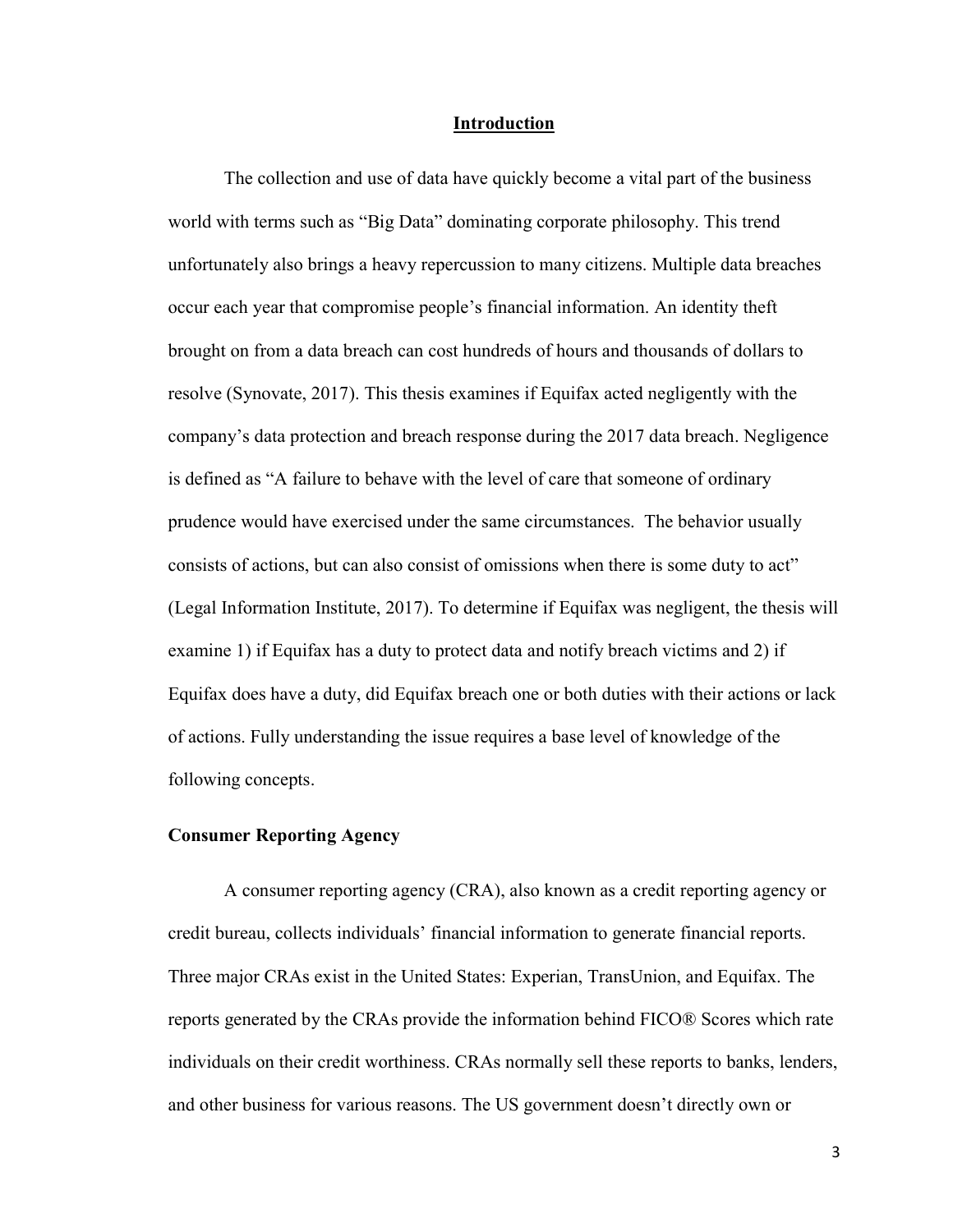## Introduction

The collection and use of data have quickly become a vital part of the business world with terms such as "Big Data" dominating corporate philosophy. This trend unfortunately also brings a heavy repercussion to many citizens. Multiple data breaches occur each year that compromise people's financial information. An identity theft brought on from a data breach can cost hundreds of hours and thousands of dollars to resolve (Synovate, 2017). This thesis examines if Equifax acted negligently with the company's data protection and breach response during the 2017 data breach. Negligence is defined as "A failure to behave with the level of care that someone of ordinary prudence would have exercised under the same circumstances. The behavior usually consists of actions, but can also consist of omissions when there is some duty to act" (Legal Information Institute, 2017). To determine if Equifax was negligent, the thesis will examine 1) if Equifax has a duty to protect data and notify breach victims and 2) if Equifax does have a duty, did Equifax breach one or both duties with their actions or lack of actions. Fully understanding the issue requires a base level of knowledge of the following concepts.

### Consumer Reporting Agency

A consumer reporting agency (CRA), also known as a credit reporting agency or credit bureau, collects individuals' financial information to generate financial reports. Three major CRAs exist in the United States: Experian, TransUnion, and Equifax. The reports generated by the CRAs provide the information behind FICO® Scores which rate individuals on their credit worthiness. CRAs normally sell these reports to banks, lenders, and other business for various reasons. The US government doesn't directly own or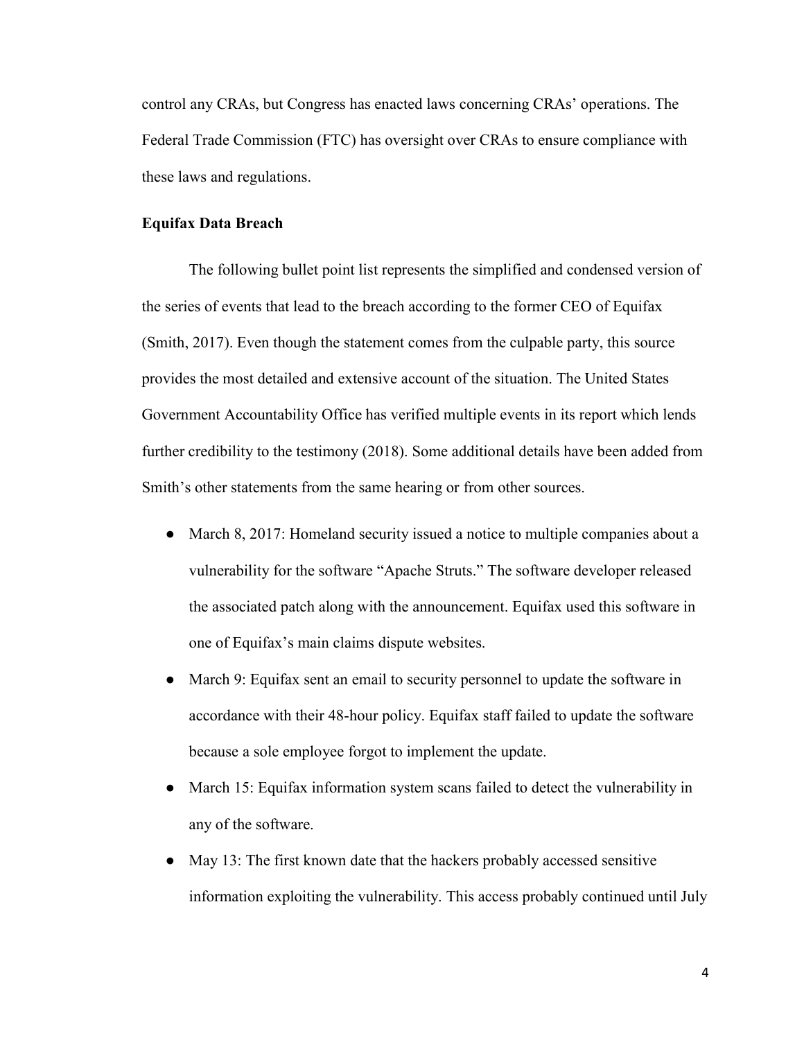control any CRAs, but Congress has enacted laws concerning CRAs' operations. The Federal Trade Commission (FTC) has oversight over CRAs to ensure compliance with these laws and regulations.

**Equifax Data Breach**

The following bullet point list represents the simplified and condensed version of the series of events that lead to the breach according to the former CEO of Equifax (Smith, 2017). Even though the statement comes from the culpable party, this source provides the most detailed and extensive account of the situation. The United States Government Accountability Office has verified multiple events in its report which lends further credibility to the testimony (2018). Some additional details have been added from Smith's other statements from the same hearing or from other sources.

- March 8, 2017: Homeland security issued a notice to multiple companies about a vulnerability for the software "Apache Struts." The software developer released the associated patch along with the announcement. Equifax used this software in one of Equifax's main claims dispute websites.
- March 9: Equifax sent an email to security personnel to update the software in accordance with their 48-hour policy. Equifax staff failed to update the software because a sole employee forgot to implement the update.
- March 15: Equifax information system scans failed to detect the vulnerability in any of the software.
- May 13: The first known date that the hackers probably accessed sensitive information exploiting the vulnerability. This access probably continued until July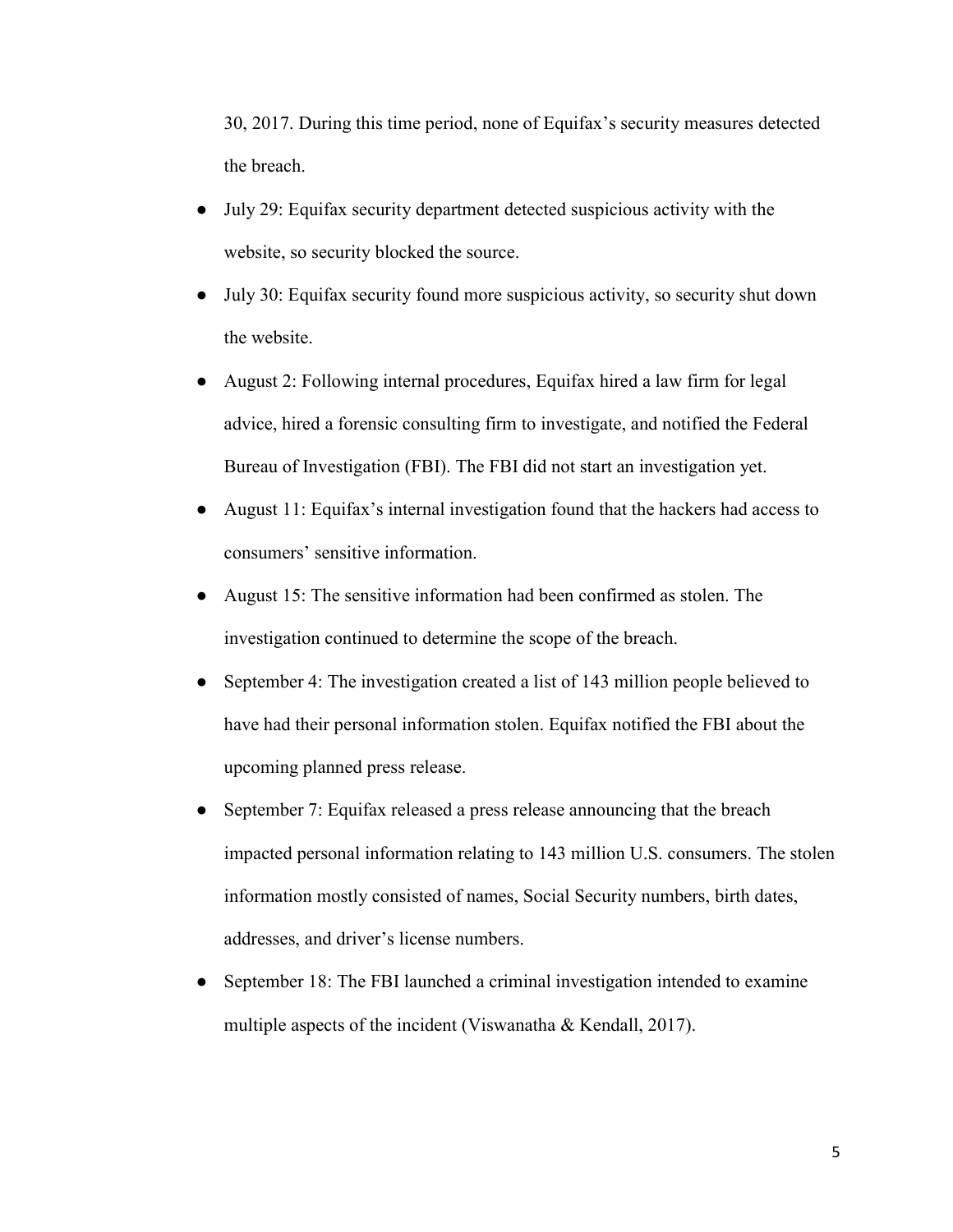30, 2017. During this time period, none of Equifax's security measures detected the breach.

- July 29: Equifax security department detected suspicious activity with the website, so security blocked the source.
- July 30: Equifax security found more suspicious activity, so security shut down the website.
- August 2: Following internal procedures, Equifax hired a law firm for legal advice, hired a forensic consulting firm to investigate, and notified the Federal Bureau of Investigation (FBI). The FBI did not start an investigation yet.
- August 11: Equifax's internal investigation found that the hackers had access to consumers' sensitive information.
- August 15: The sensitive information had been confirmed as stolen. The investigation continued to determine the scope of the breach.
- September 4: The investigation created a list of 143 million people believed to have had their personal information stolen. Equifax notified the FBI about the upcoming planned press release.
- September 7: Equifax released a press release announcing that the breach impacted personal information relating to 143 million U.S. consumers. The stolen information mostly consisted of names, Social Security numbers, birth dates, addresses, and driver's license numbers.
- September 18: The FBI launched a criminal investigation intended to examine multiple aspects of the incident (Viswanatha & Kendall, 2017).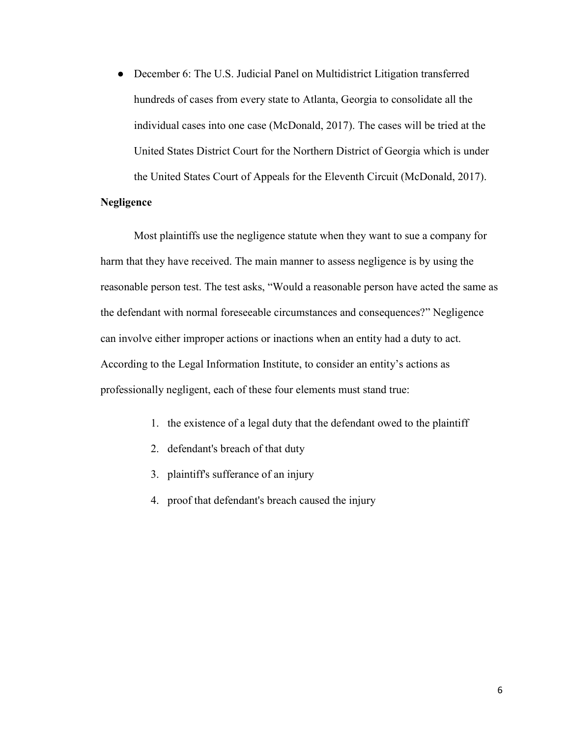- December 6: The U.S. Judicial Panel on Multidistrict Litigation transferred hundreds of cases from every state to Atlanta, Georgia to consolidate all the individual cases into one case (McDonald, 2017). The cases will be tried at the United States District Court for the Northern District of Georgia which is under the United States Court of Appeals for the Eleventh Circuit (McDonald, 2017).

**Negligence**

Most plaintiffs use the negligence statute when they want to sue a company for harm that they have received. The main manner to assess negligence is by using the reasonable person test. The test asks, "Would a reasonable person have acted the same as the defendant with normal foreseeable circumstances and consequences?" Negligence can involve either improper actions or inactions when an entity had a duty to act. According to the Legal Information Institute, to consider an entity's actions as professionally negligent, each of these four elements must stand true:

1. the existence of a legal duty that the defendant owed to the plaintiff
2. defendant's breach of that duty
3. plaintiff's sufferance of an injury
4. proof that defendant's breach caused the injury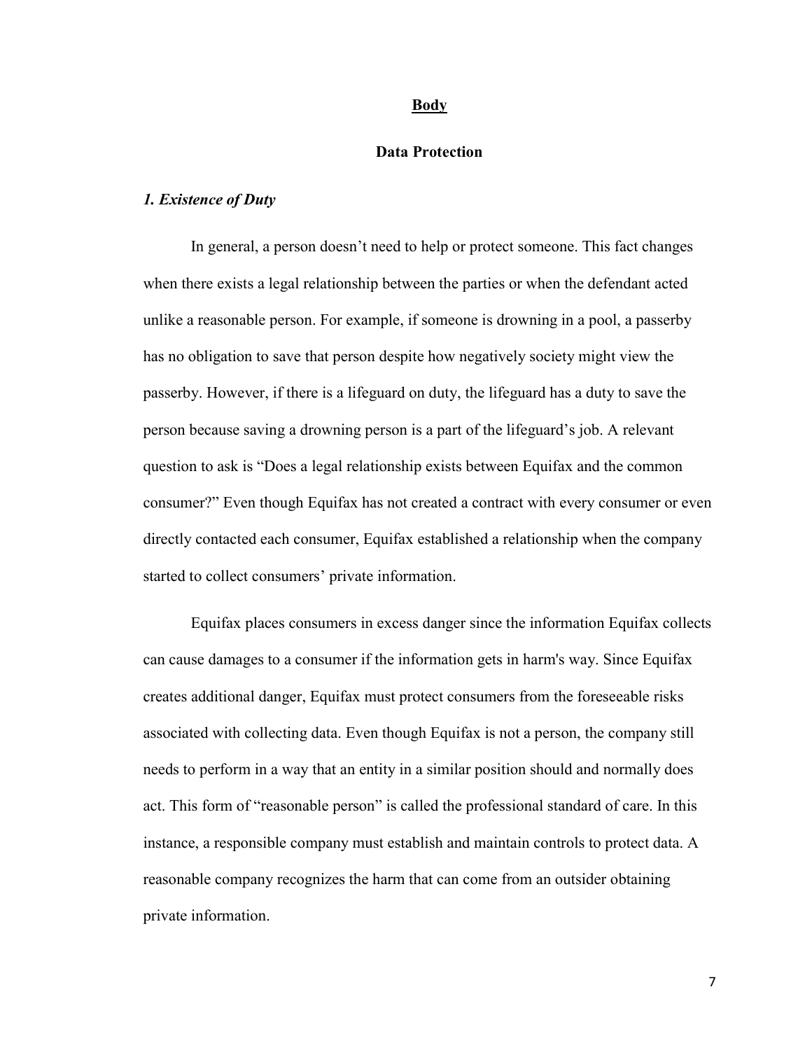## **Body**

### Data Protection

#### *1. Existence of Duty*

In general, a person doesn't need to help or protect someone. This fact changes when there exists a legal relationship between the parties or when the defendant acted unlike a reasonable person. For example, if someone is drowning in a pool, a passerby has no obligation to save that person despite how negatively society might view the passerby. However, if there is a lifeguard on duty, the lifeguard has a duty to save the person because saving a drowning person is a part of the lifeguard's job. A relevant question to ask is "Does a legal relationship exists between Equifax and the common consumer?" Even though Equifax has not created a contract with every consumer or even directly contacted each consumer, Equifax established a relationship when the company started to collect consumers' private information.

Equifax places consumers in excess danger since the information Equifax collects can cause damages to a consumer if the information gets in harm's way. Since Equifax creates additional danger, Equifax must protect consumers from the foreseeable risks associated with collecting data. Even though Equifax is not a person, the company still needs to perform in a way that an entity in a similar position should and normally does act. This form of "reasonable person" is called the professional standard of care. In this instance, a responsible company must establish and maintain controls to protect data. A reasonable company recognizes the harm that can come from an outsider obtaining private information.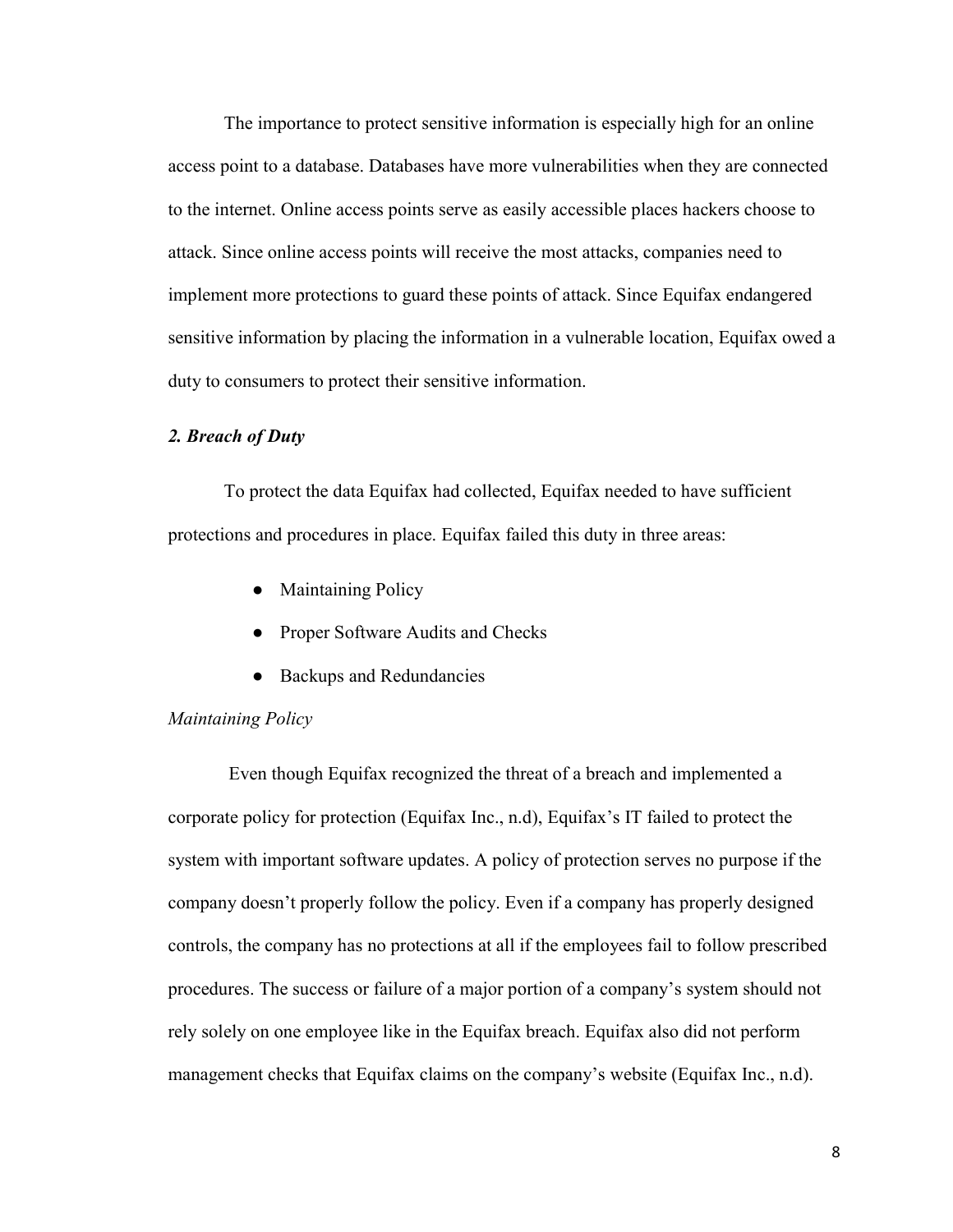The importance to protect sensitive information is especially high for an online access point to a database. Databases have more vulnerabilities when they are connected to the internet. Online access points serve as easily accessible places hackers choose to attack. Since online access points will receive the most attacks, companies need to implement more protections to guard these points of attack. Since Equifax endangered sensitive information by placing the information in a vulnerable location, Equifax owed a duty to consumers to protect their sensitive information.

### *2. Breach of Duty*

To protect the data Equifax had collected, Equifax needed to have sufficient protections and procedures in place. Equifax failed this duty in three areas:

- Maintaining Policy
- Proper Software Audits and Checks
- Backups and Redundancies

#### *Maintaining Policy*

Even though Equifax recognized the threat of a breach and implemented a corporate policy for protection (Equifax Inc., n.d), Equifax's IT failed to protect the system with important software updates. A policy of protection serves no purpose if the company doesn't properly follow the policy. Even if a company has properly designed controls, the company has no protections at all if the employees fail to follow prescribed procedures. The success or failure of a major portion of a company's system should not rely solely on one employee like in the Equifax breach. Equifax also did not perform management checks that Equifax claims on the company's website (Equifax Inc., n.d).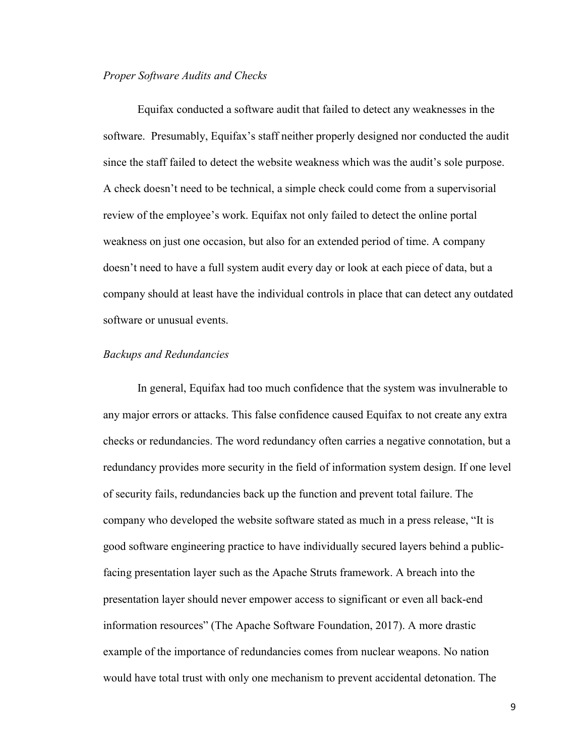*Proper Software Audits and Checks*

Equifax conducted a software audit that failed to detect any weaknesses in the software. Presumably, Equifax's staff neither properly designed nor conducted the audit since the staff failed to detect the website weakness which was the audit's sole purpose. A check doesn't need to be technical, a simple check could come from a supervisorial review of the employee's work. Equifax not only failed to detect the online portal weakness on just one occasion, but also for an extended period of time. A company doesn't need to have a full system audit every day or look at each piece of data, but a company should at least have the individual controls in place that can detect any outdated software or unusual events.

*Backups and Redundancies*

In general, Equifax had too much confidence that the system was invulnerable to any major errors or attacks. This false confidence caused Equifax to not create any extra checks or redundancies. The word redundancy often carries a negative connotation, but a redundancy provides more security in the field of information system design. If one level of security fails, redundancies back up the function and prevent total failure. The company who developed the website software stated as much in a press release, "It is good software engineering practice to have individually secured layers behind a public-facing presentation layer such as the Apache Struts framework. A breach into the presentation layer should never empower access to significant or even all back-end information resources" (The Apache Software Foundation, 2017). A more drastic example of the importance of redundancies comes from nuclear weapons. No nation would have total trust with only one mechanism to prevent accidental detonation. The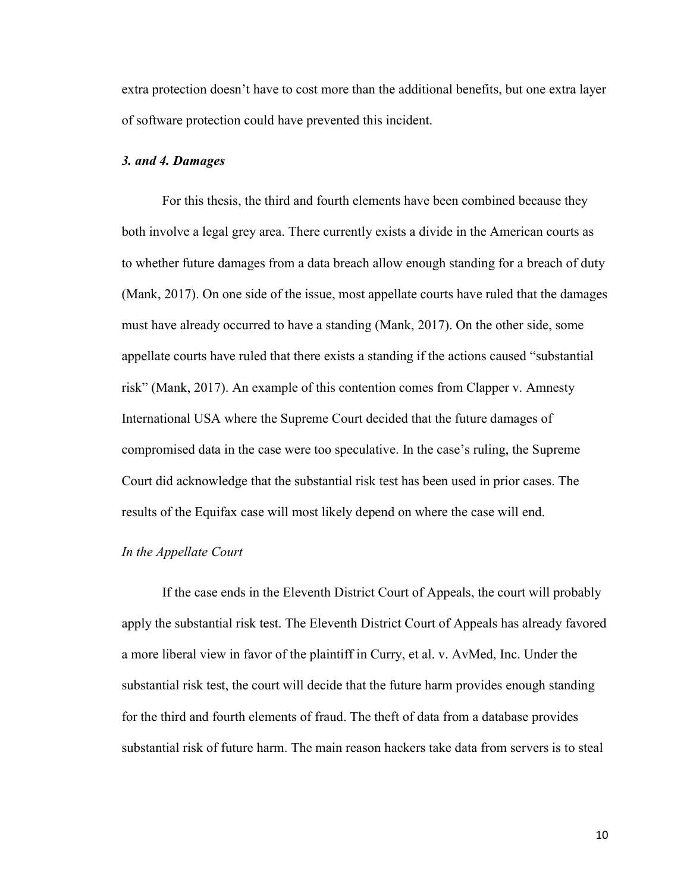extra protection doesn't have to cost more than the additional benefits, but one extra layer of software protection could have prevented this incident.

### *3. and 4. Damages*

For this thesis, the third and fourth elements have been combined because they both involve a legal grey area. There currently exists a divide in the American courts as to whether future damages from a data breach allow enough standing for a breach of duty (Mank, 2017). On one side of the issue, most appellate courts have ruled that the damages must have already occurred to have a standing (Mank, 2017). On the other side, some appellate courts have ruled that there exists a standing if the actions caused "substantial risk" (Mank, 2017). An example of this contention comes from Clapper v. Amnesty International USA where the Supreme Court decided that the future damages of compromised data in the case were too speculative. In the case's ruling, the Supreme Court did acknowledge that the substantial risk test has been used in prior cases. The results of the Equifax case will most likely depend on where the case will end.

#### *In the Appellate Court*

If the case ends in the Eleventh District Court of Appeals, the court will probably apply the substantial risk test. The Eleventh District Court of Appeals has already favored a more liberal view in favor of the plaintiff in Curry, et al. v. AvMed, Inc. Under the substantial risk test, the court will decide that the future harm provides enough standing for the third and fourth elements of fraud. The theft of data from a database provides substantial risk of future harm. The main reason hackers take data from servers is to steal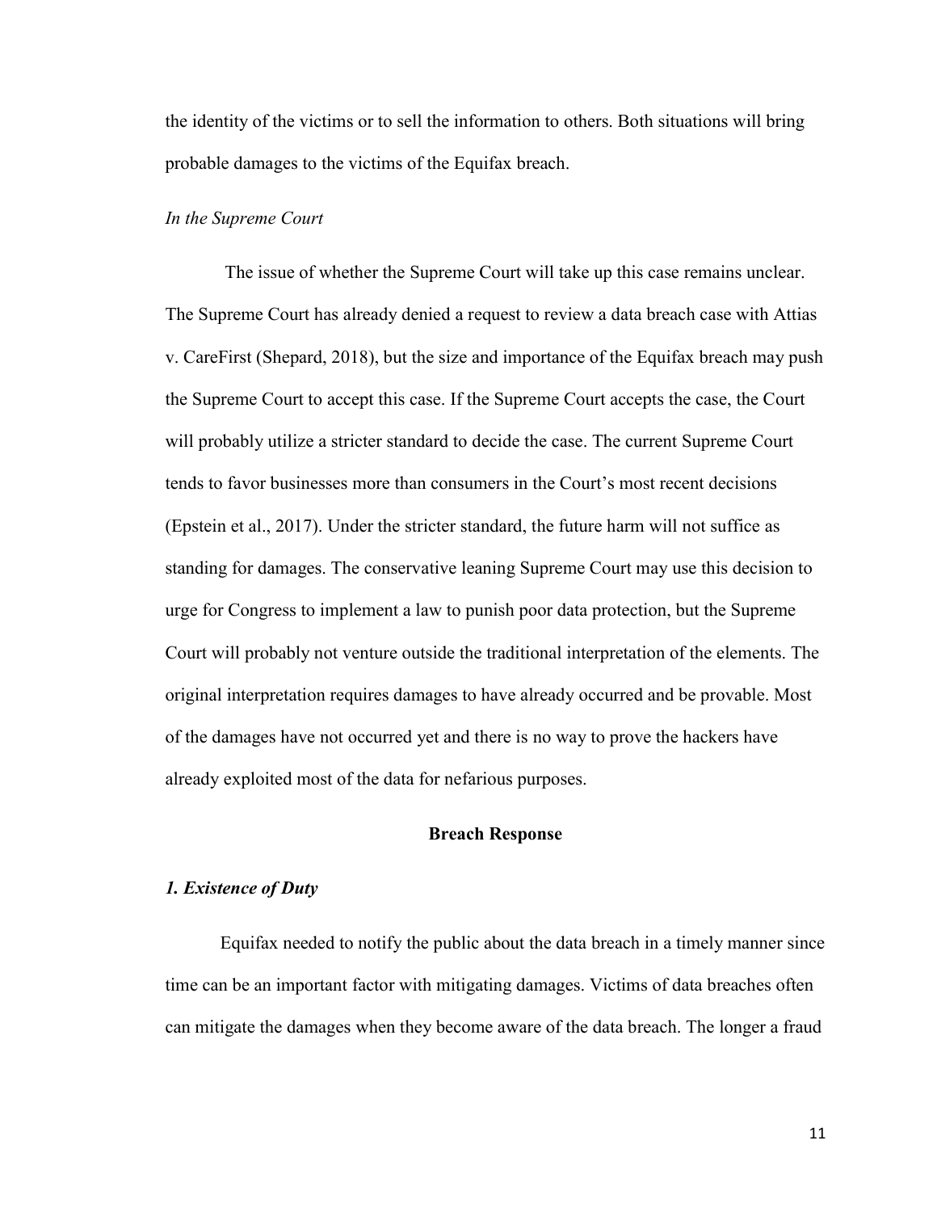the identity of the victims or to sell the information to others. Both situations will bring probable damages to the victims of the Equifax breach.

*In the Supreme Court*

The issue of whether the Supreme Court will take up this case remains unclear. The Supreme Court has already denied a request to review a data breach case with Attias v. CareFirst (Shepard, 2018), but the size and importance of the Equifax breach may push the Supreme Court to accept this case. If the Supreme Court accepts the case, the Court will probably utilize a stricter standard to decide the case. The current Supreme Court tends to favor businesses more than consumers in the Court's most recent decisions (Epstein et al., 2017). Under the stricter standard, the future harm will not suffice as standing for damages. The conservative leaning Supreme Court may use this decision to urge for Congress to implement a law to punish poor data protection, but the Supreme Court will probably not venture outside the traditional interpretation of the elements. The original interpretation requires damages to have already occurred and be provable. Most of the damages have not occurred yet and there is no way to prove the hackers have already exploited most of the data for nefarious purposes.

## Breach Response

### *1. Existence of Duty*

Equifax needed to notify the public about the data breach in a timely manner since time can be an important factor with mitigating damages. Victims of data breaches often can mitigate the damages when they become aware of the data breach. The longer a fraud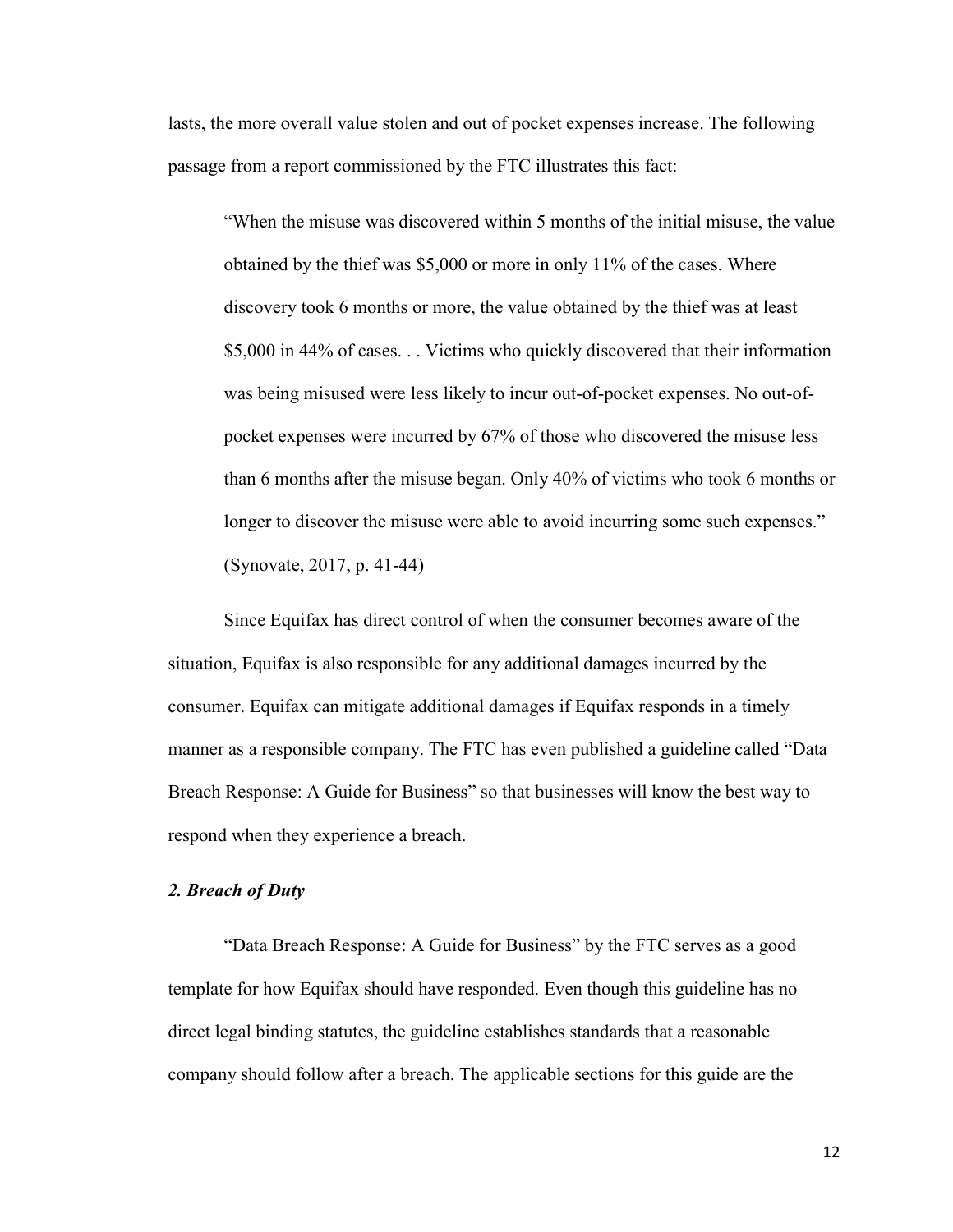lasts, the more overall value stolen and out of pocket expenses increase. The following passage from a report commissioned by the FTC illustrates this fact:

> "When the misuse was discovered within 5 months of the initial misuse, the value obtained by the thief was $5,000 or more in only 11% of the cases. Where discovery took 6 months or more, the value obtained by the thief was at least $5,000 in 44% of cases. . . Victims who quickly discovered that their information was being misused were less likely to incur out-of-pocket expenses. No out-of-pocket expenses were incurred by 67% of those who discovered the misuse less than 6 months after the misuse began. Only 40% of victims who took 6 months or longer to discover the misuse were able to avoid incurring some such expenses." (Synovate, 2017, p. 41-44)

Since Equifax has direct control of when the consumer becomes aware of the situation, Equifax is also responsible for any additional damages incurred by the consumer. Equifax can mitigate additional damages if Equifax responds in a timely manner as a responsible company. The FTC has even published a guideline called "Data Breach Response: A Guide for Business" so that businesses will know the best way to respond when they experience a breach.

### *2. Breach of Duty*

"Data Breach Response: A Guide for Business" by the FTC serves as a good template for how Equifax should have responded. Even though this guideline has no direct legal binding statutes, the guideline establishes standards that a reasonable company should follow after a breach. The applicable sections for this guide are the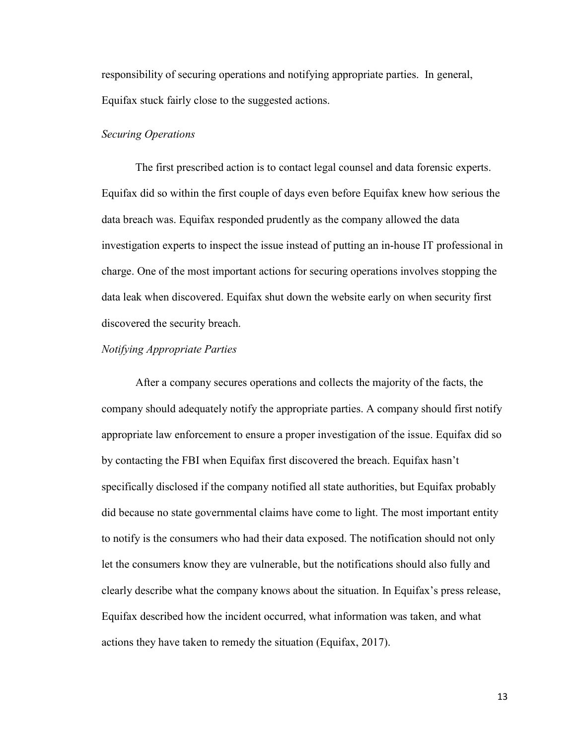responsibility of securing operations and notifying appropriate parties. In general, Equifax stuck fairly close to the suggested actions.

### *Securing Operations*

The first prescribed action is to contact legal counsel and data forensic experts. Equifax did so within the first couple of days even before Equifax knew how serious the data breach was. Equifax responded prudently as the company allowed the data investigation experts to inspect the issue instead of putting an in-house IT professional in charge. One of the most important actions for securing operations involves stopping the data leak when discovered. Equifax shut down the website early on when security first discovered the security breach.

### *Notifying Appropriate Parties*

After a company secures operations and collects the majority of the facts, the company should adequately notify the appropriate parties. A company should first notify appropriate law enforcement to ensure a proper investigation of the issue. Equifax did so by contacting the FBI when Equifax first discovered the breach. Equifax hasn't specifically disclosed if the company notified all state authorities, but Equifax probably did because no state governmental claims have come to light. The most important entity to notify is the consumers who had their data exposed. The notification should not only let the consumers know they are vulnerable, but the notifications should also fully and clearly describe what the company knows about the situation. In Equifax's press release, Equifax described how the incident occurred, what information was taken, and what actions they have taken to remedy the situation (Equifax, 2017).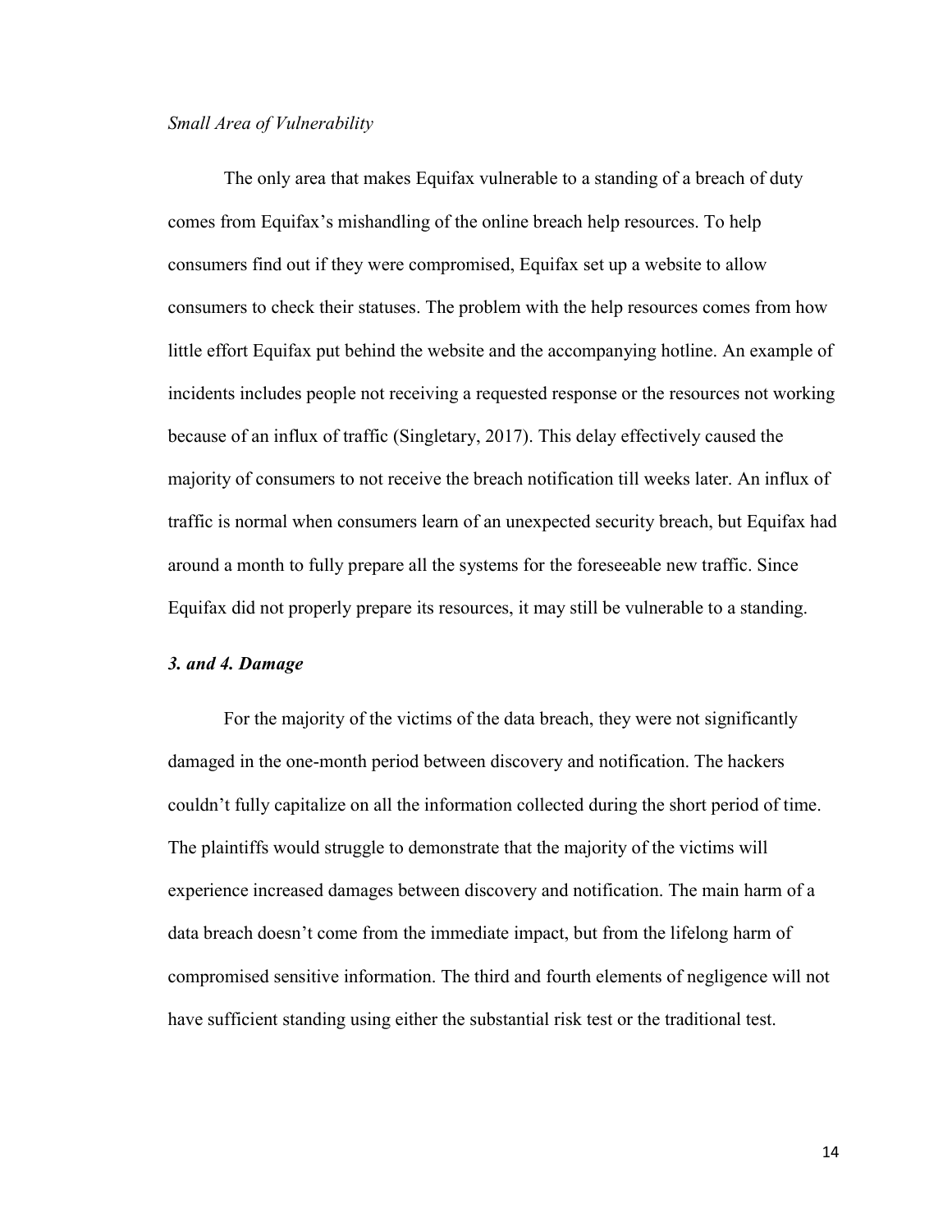*Small Area of Vulnerability*

The only area that makes Equifax vulnerable to a standing of a breach of duty comes from Equifax's mishandling of the online breach help resources. To help consumers find out if they were compromised, Equifax set up a website to allow consumers to check their statuses. The problem with the help resources comes from how little effort Equifax put behind the website and the accompanying hotline. An example of incidents includes people not receiving a requested response or the resources not working because of an influx of traffic (Singletary, 2017). This delay effectively caused the majority of consumers to not receive the breach notification till weeks later. An influx of traffic is normal when consumers learn of an unexpected security breach, but Equifax had around a month to fully prepare all the systems for the foreseeable new traffic. Since Equifax did not properly prepare its resources, it may still be vulnerable to a standing.

***3. and 4. Damage***

For the majority of the victims of the data breach, they were not significantly damaged in the one-month period between discovery and notification. The hackers couldn't fully capitalize on all the information collected during the short period of time. The plaintiffs would struggle to demonstrate that the majority of the victims will experience increased damages between discovery and notification. The main harm of a data breach doesn't come from the immediate impact, but from the lifelong harm of compromised sensitive information. The third and fourth elements of negligence will not have sufficient standing using either the substantial risk test or the traditional test.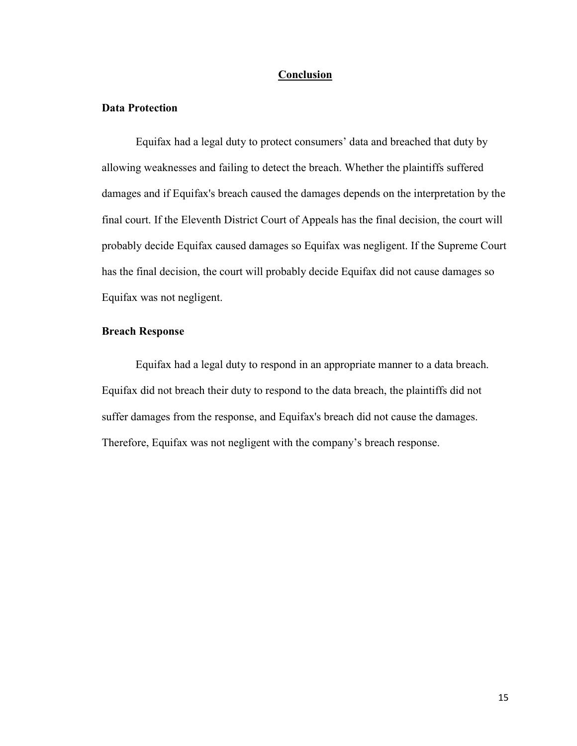## Conclusion

### Data Protection

Equifax had a legal duty to protect consumers' data and breached that duty by allowing weaknesses and failing to detect the breach. Whether the plaintiffs suffered damages and if Equifax's breach caused the damages depends on the interpretation by the final court. If the Eleventh District Court of Appeals has the final decision, the court will probably decide Equifax caused damages so Equifax was negligent. If the Supreme Court has the final decision, the court will probably decide Equifax did not cause damages so Equifax was not negligent.

### Breach Response

Equifax had a legal duty to respond in an appropriate manner to a data breach. Equifax did not breach their duty to respond to the data breach, the plaintiffs did not suffer damages from the response, and Equifax's breach did not cause the damages. Therefore, Equifax was not negligent with the company's breach response.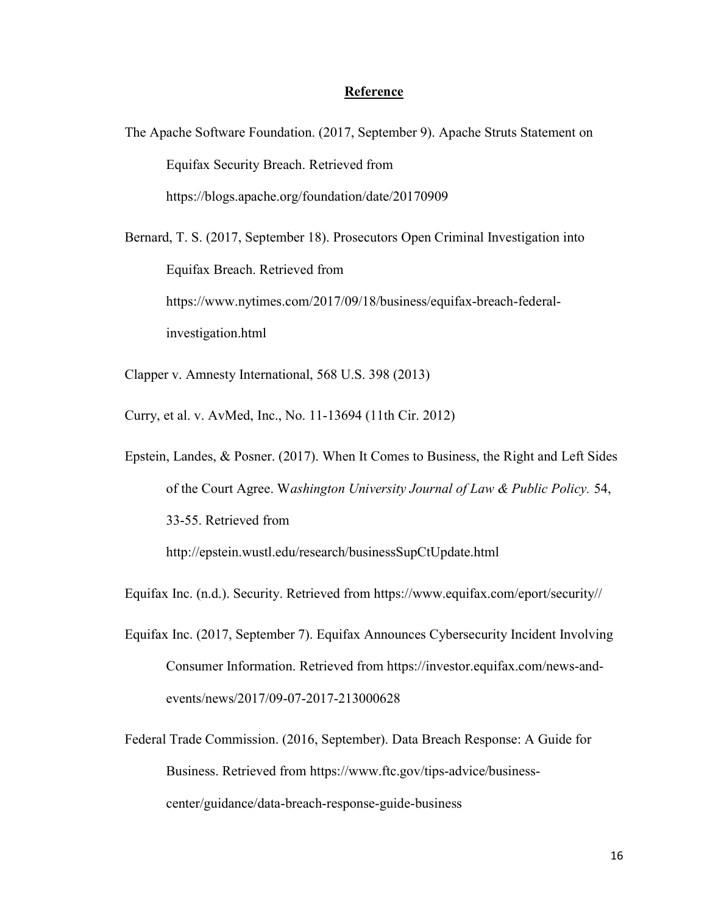## **Reference**

The Apache Software Foundation. (2017, September 9). Apache Struts Statement on Equifax Security Breach. Retrieved from https://blogs.apache.org/foundation/date/20170909

Bernard, T. S. (2017, September 18). Prosecutors Open Criminal Investigation into Equifax Breach. Retrieved from https://www.nytimes.com/2017/09/18/business/equifax-breach-federal-investigation.html

Clapper v. Amnesty International, 568 U.S. 398 (2013)

Curry, et al. v. AvMed, Inc., No. 11-13694 (11th Cir. 2012)

Epstein, Landes, & Posner. (2017). When It Comes to Business, the Right and Left Sides of the Court Agree. W*ashington University Journal of Law & Public Policy.* 54, 33-55. Retrieved from http://epstein.wustl.edu/research/businessSupCtUpdate.html

Equifax Inc. (n.d.). Security. Retrieved from https://www.equifax.com/eport/security//

Equifax Inc. (2017, September 7). Equifax Announces Cybersecurity Incident Involving Consumer Information. Retrieved from https://investor.equifax.com/news-and-events/news/2017/09-07-2017-213000628

Federal Trade Commission. (2016, September). Data Breach Response: A Guide for Business. Retrieved from https://www.ftc.gov/tips-advice/business-center/guidance/data-breach-response-guide-business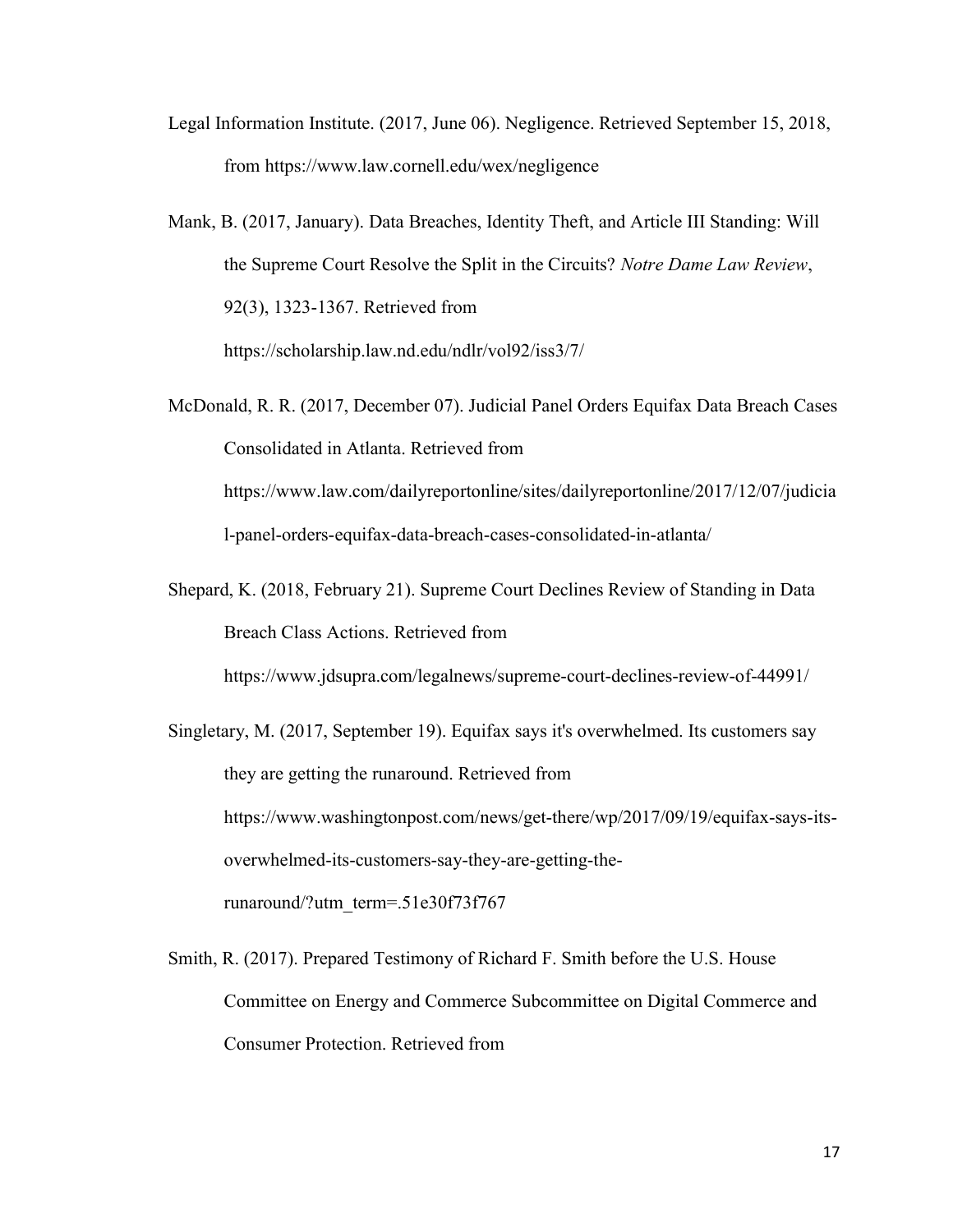Legal Information Institute. (2017, June 06). Negligence. Retrieved September 15, 2018, from https://www.law.cornell.edu/wex/negligence

Mank, B. (2017, January). Data Breaches, Identity Theft, and Article III Standing: Will the Supreme Court Resolve the Split in the Circuits? *Notre Dame Law Review*, 92(3), 1323-1367. Retrieved from https://scholarship.law.nd.edu/ndlr/vol92/iss3/7/

McDonald, R. R. (2017, December 07). Judicial Panel Orders Equifax Data Breach Cases Consolidated in Atlanta. Retrieved from https://www.law.com/dailyreportonline/sites/dailyreportonline/2017/12/07/judicial-panel-orders-equifax-data-breach-cases-consolidated-in-atlanta/

Shepard, K. (2018, February 21). Supreme Court Declines Review of Standing in Data Breach Class Actions. Retrieved from https://www.jdsupra.com/legalnews/supreme-court-declines-review-of-44991/

Singletary, M. (2017, September 19). Equifax says it's overwhelmed. Its customers say they are getting the runaround. Retrieved from https://www.washingtonpost.com/news/get-there/wp/2017/09/19/equifax-says-its-overwhelmed-its-customers-say-they-are-getting-the-runaround/?utm_term=.51e30f73f767

Smith, R. (2017). Prepared Testimony of Richard F. Smith before the U.S. House Committee on Energy and Commerce Subcommittee on Digital Commerce and Consumer Protection. Retrieved from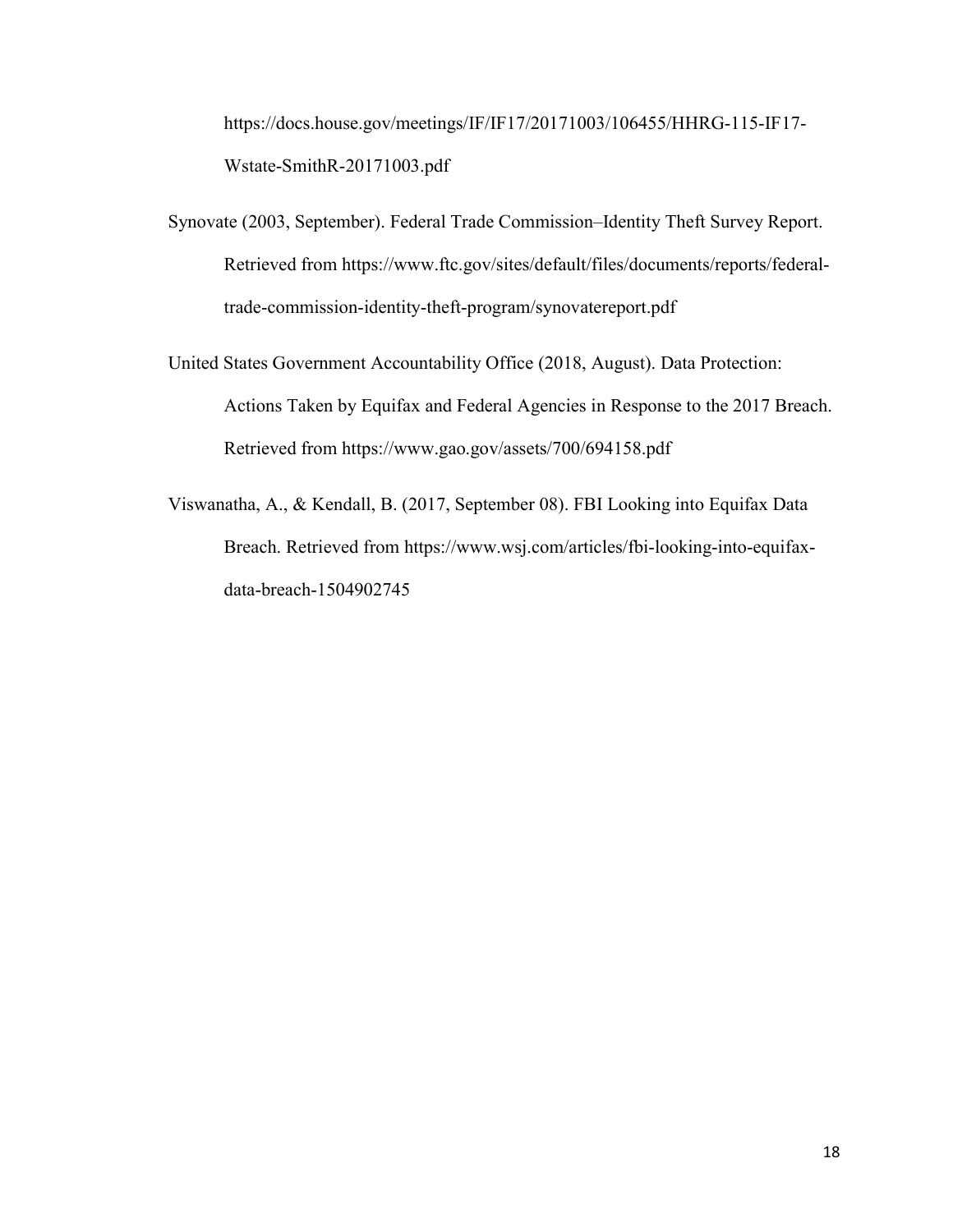https://docs.house.gov/meetings/IF/IF17/20171003/106455/HHRG-115-IF17-Wstate-SmithR-20171003.pdf

Synovate (2003, September). Federal Trade Commission–Identity Theft Survey Report. Retrieved from https://www.ftc.gov/sites/default/files/documents/reports/federal-trade-commission-identity-theft-program/synovatereport.pdf

United States Government Accountability Office (2018, August). Data Protection: Actions Taken by Equifax and Federal Agencies in Response to the 2017 Breach. Retrieved from https://www.gao.gov/assets/700/694158.pdf

Viswanatha, A., & Kendall, B. (2017, September 08). FBI Looking into Equifax Data Breach. Retrieved from https://www.wsj.com/articles/fbi-looking-into-equifax-data-breach-1504902745